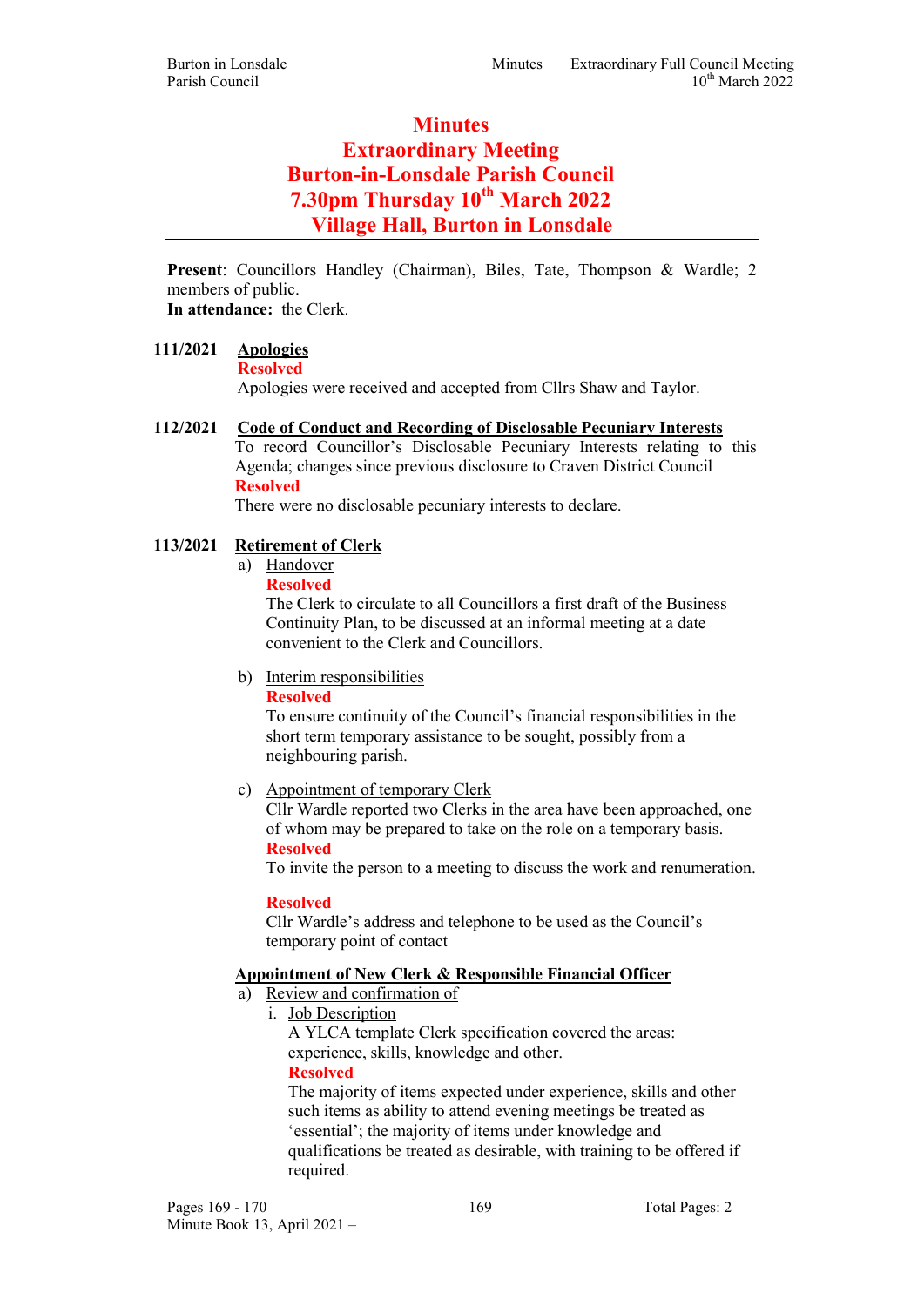# Minutes
# Extraordinary Meeting
# Burton-in-Lonsdale Parish Council
# 7.30pm Thursday 10th March 2022
# Village Hall, Burton in Lonsdale

**Present**: Councillors Handley (Chairman), Biles, Tate, Thompson & Wardle; 2 members of public.
**In attendance:** the Clerk.

**111/2021 Apologies**

**Resolved**
Apologies were received and accepted from Cllrs Shaw and Taylor.

**112/2021 Code of Conduct and Recording of Disclosable Pecuniary Interests**

To record Councillor's Disclosable Pecuniary Interests relating to this Agenda; changes since previous disclosure to Craven District Council

**Resolved**
There were no disclosable pecuniary interests to declare.

**113/2021 Retirement of Clerk**

a) Handover

**Resolved**
The Clerk to circulate to all Councillors a first draft of the Business Continuity Plan, to be discussed at an informal meeting at a date convenient to the Clerk and Councillors.

b) Interim responsibilities

**Resolved**
To ensure continuity of the Council's financial responsibilities in the short term temporary assistance to be sought, possibly from a neighbouring parish.

c) Appointment of temporary Clerk

Cllr Wardle reported two Clerks in the area have been approached, one of whom may be prepared to take on the role on a temporary basis.

**Resolved**
To invite the person to a meeting to discuss the work and renumeration.

**Resolved**
Cllr Wardle's address and telephone to be used as the Council's temporary point of contact

**Appointment of New Clerk & Responsible Financial Officer**

a) Review and confirmation of

i. Job Description

A YLCA template Clerk specification covered the areas: experience, skills, knowledge and other.

**Resolved**
The majority of items expected under experience, skills and other such items as ability to attend evening meetings be treated as 'essential'; the majority of items under knowledge and qualifications be treated as desirable, with training to be offered if required.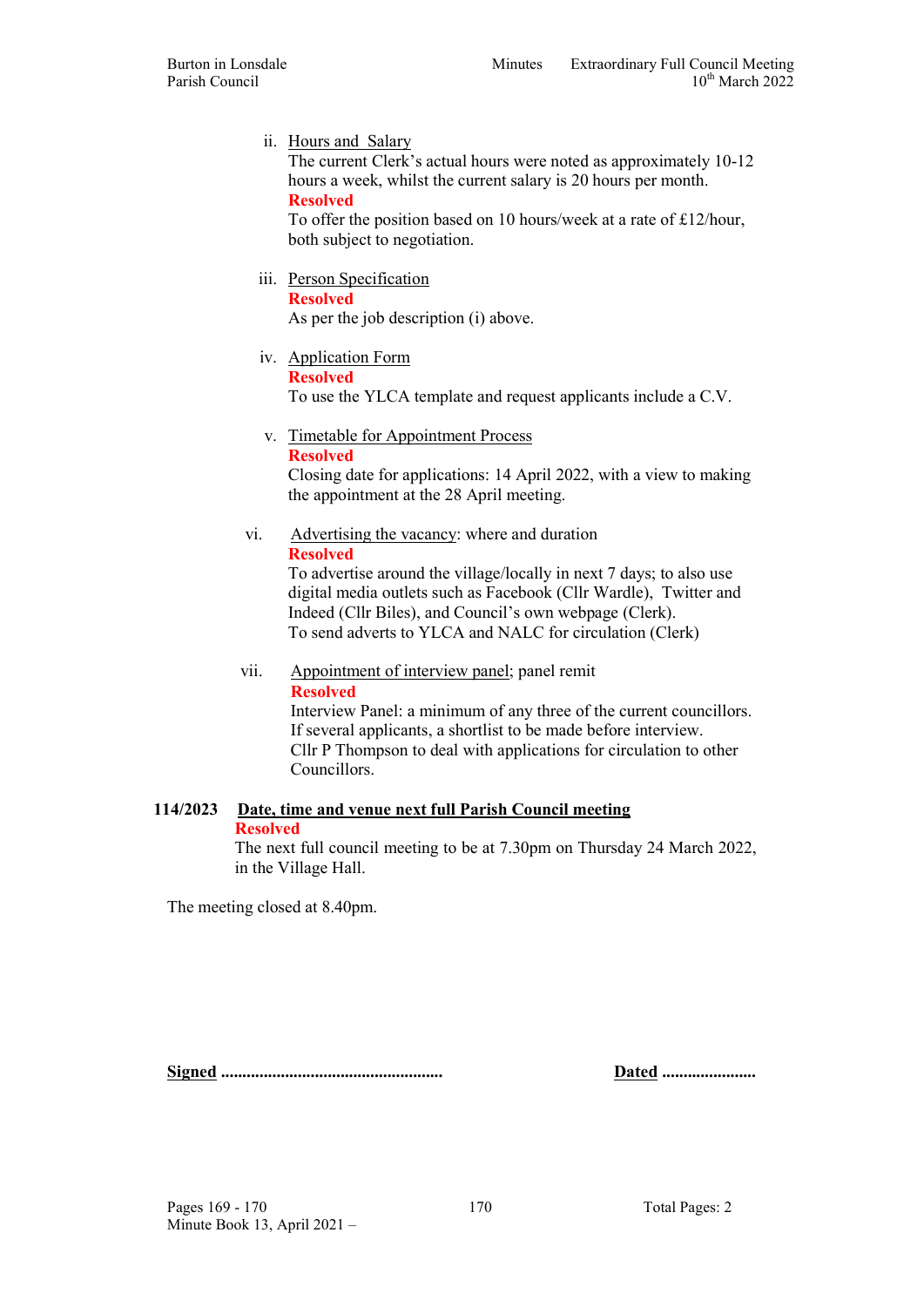ii. Hours and  Salary

   The current Clerk's actual hours were noted as approximately 10-12 hours a week, whilst the current salary is 20 hours per month.

   **Resolved**

   To offer the position based on 10 hours/week at a rate of £12/hour, both subject to negotiation.

iii. Person Specification

   **Resolved**

   As per the job description (i) above.

iv. Application Form

   **Resolved**

   To use the YLCA template and request applicants include a C.V.

v. Timetable for Appointment Process

   **Resolved**

   Closing date for applications: 14 April 2022, with a view to making the appointment at the 28 April meeting.

vi. Advertising the vacancy: where and duration

   **Resolved**

   To advertise around the village/locally in next 7 days; to also use digital media outlets such as Facebook (Cllr Wardle),  Twitter and Indeed (Cllr Biles), and Council's own webpage (Clerk).
   To send adverts to YLCA and NALC for circulation (Clerk)

vii. Appointment of interview panel; panel remit

   **Resolved**

   Interview Panel: a minimum of any three of the current councillors.
   If several applicants, a shortlist to be made before interview.
   Cllr P Thompson to deal with applications for circulation to other Councillors.

**114/2023 Date, time and venue next full Parish Council meeting**

**Resolved**

The next full council meeting to be at 7.30pm on Thursday 24 March 2022, in the Village Hall.

The meeting closed at 8.40pm.

**Signed** ....................................................  **Dated** ......................